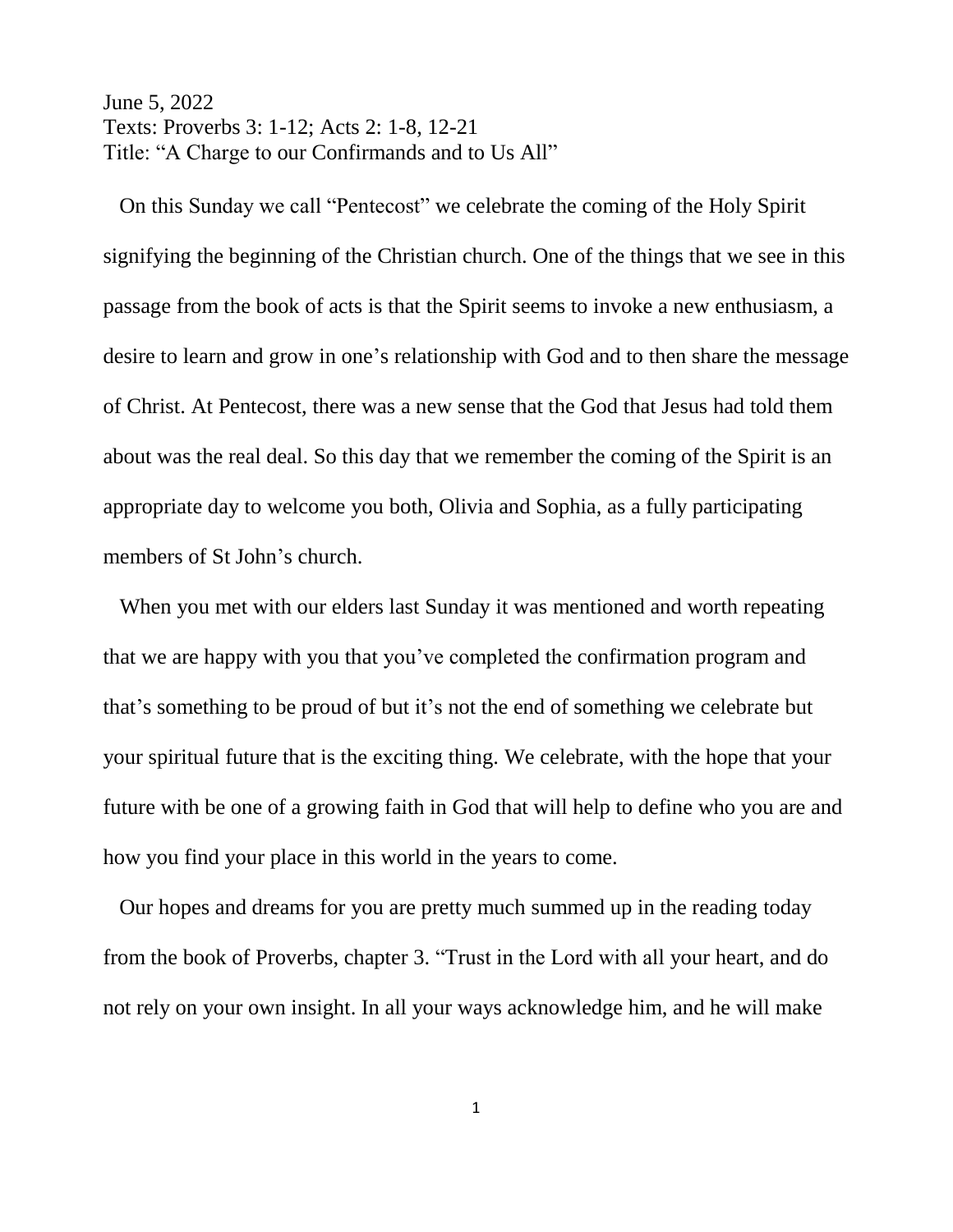June 5, 2022
Texts: Proverbs 3: 1-12; Acts 2: 1-8, 12-21
Title: "A Charge to our Confirmands and to Us All"

On this Sunday we call "Pentecost" we celebrate the coming of the Holy Spirit signifying the beginning of the Christian church. One of the things that we see in this passage from the book of acts is that the Spirit seems to invoke a new enthusiasm, a desire to learn and grow in one's relationship with God and to then share the message of Christ. At Pentecost, there was a new sense that the God that Jesus had told them about was the real deal. So this day that we remember the coming of the Spirit is an appropriate day to welcome you both, Olivia and Sophia, as a fully participating members of St John's church.

When you met with our elders last Sunday it was mentioned and worth repeating that we are happy with you that you've completed the confirmation program and that's something to be proud of but it's not the end of something we celebrate but your spiritual future that is the exciting thing. We celebrate, with the hope that your future with be one of a growing faith in God that will help to define who you are and how you find your place in this world in the years to come.

Our hopes and dreams for you are pretty much summed up in the reading today from the book of Proverbs, chapter 3. "Trust in the Lord with all your heart, and do not rely on your own insight. In all your ways acknowledge him, and he will make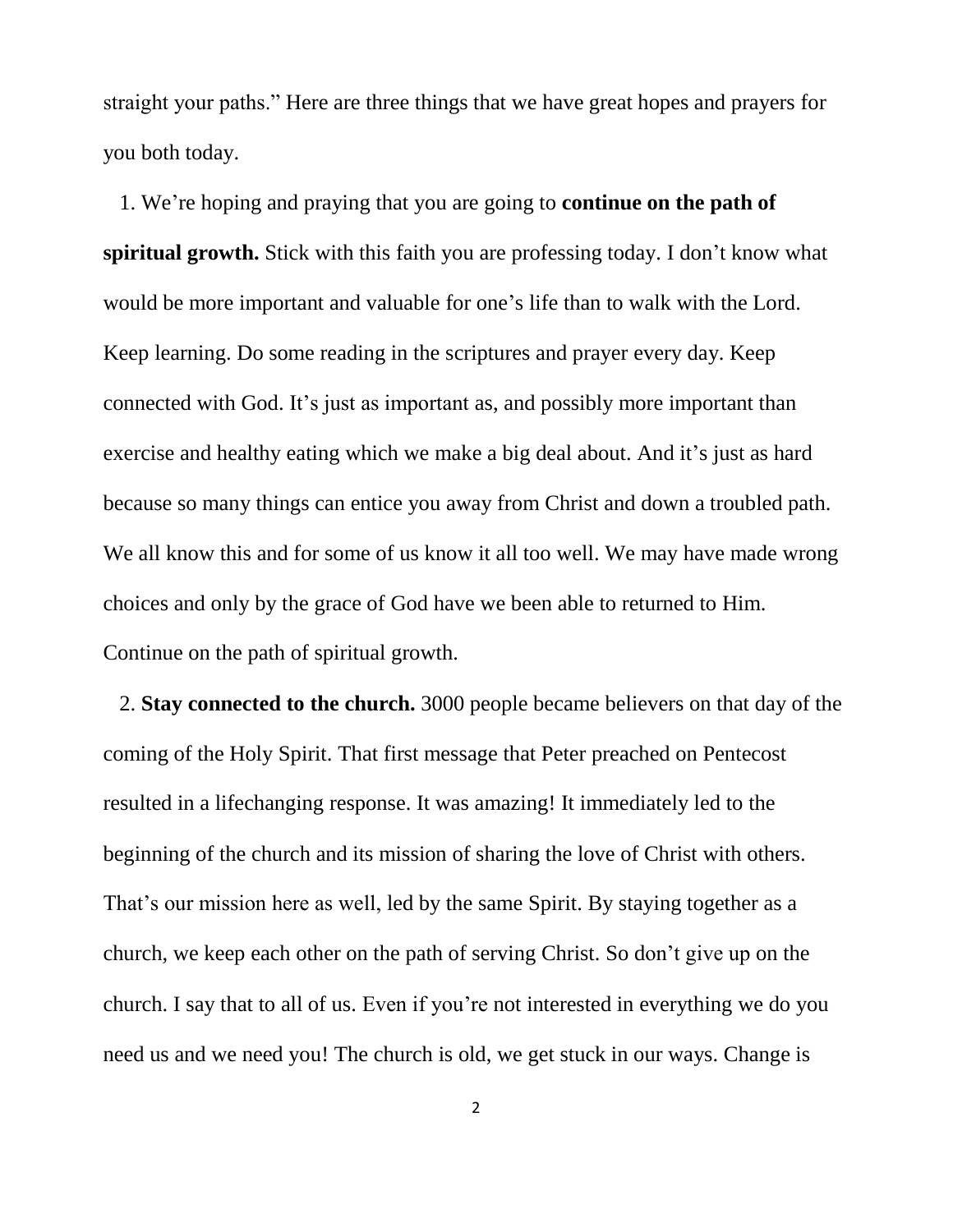straight your paths." Here are three things that we have great hopes and prayers for you both today.

1. We're hoping and praying that you are going to **continue on the path of spiritual growth.** Stick with this faith you are professing today. I don't know what would be more important and valuable for one's life than to walk with the Lord. Keep learning. Do some reading in the scriptures and prayer every day. Keep connected with God. It's just as important as, and possibly more important than exercise and healthy eating which we make a big deal about. And it's just as hard because so many things can entice you away from Christ and down a troubled path. We all know this and for some of us know it all too well. We may have made wrong choices and only by the grace of God have we been able to returned to Him. Continue on the path of spiritual growth.

2. **Stay connected to the church.** 3000 people became believers on that day of the coming of the Holy Spirit. That first message that Peter preached on Pentecost resulted in a lifechanging response. It was amazing! It immediately led to the beginning of the church and its mission of sharing the love of Christ with others. That's our mission here as well, led by the same Spirit. By staying together as a church, we keep each other on the path of serving Christ. So don't give up on the church. I say that to all of us. Even if you're not interested in everything we do you need us and we need you! The church is old, we get stuck in our ways. Change is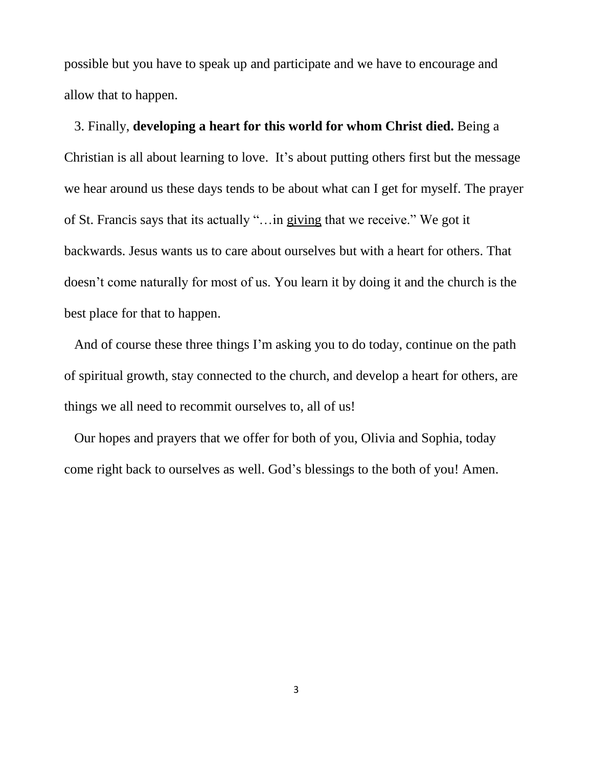possible but you have to speak up and participate and we have to encourage and allow that to happen.

3. Finally, **developing a heart for this world for whom Christ died.** Being a Christian is all about learning to love. It's about putting others first but the message we hear around us these days tends to be about what can I get for myself. The prayer of St. Francis says that its actually "…in <u>giving</u> that we receive." We got it backwards. Jesus wants us to care about ourselves but with a heart for others. That doesn't come naturally for most of us. You learn it by doing it and the church is the best place for that to happen.

And of course these three things I'm asking you to do today, continue on the path of spiritual growth, stay connected to the church, and develop a heart for others, are things we all need to recommit ourselves to, all of us!

Our hopes and prayers that we offer for both of you, Olivia and Sophia, today come right back to ourselves as well. God's blessings to the both of you! Amen.